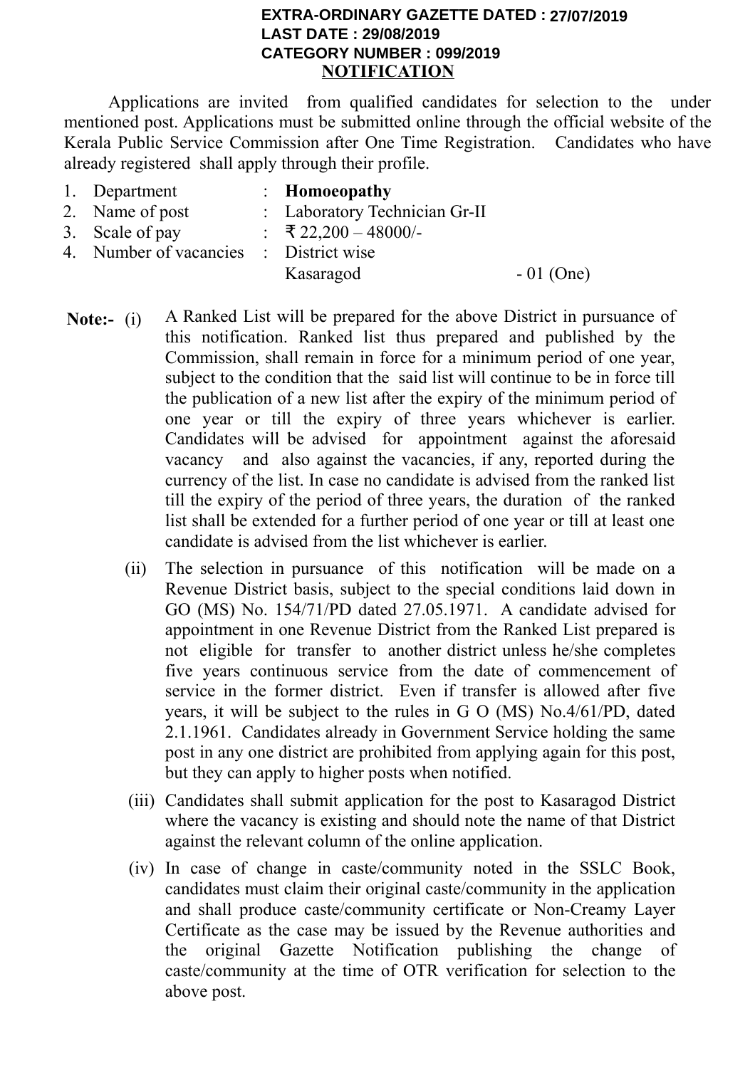**EXTRA-ORDINARY GAZETTE DATED : 27/07/2019**
**LAST DATE : 29/08/2019**
**CATEGORY NUMBER : 099/2019**

# NOTIFICATION

Applications are invited from qualified candidates for selection to the under mentioned post. Applications must be submitted online through the official website of the Kerala Public Service Commission after One Time Registration. Candidates who have already registered shall apply through their profile.

1. Department : **Homoeopathy**
2. Name of post : Laboratory Technician Gr-II
3. Scale of pay : ₹ 22,200 – 48000/-
4. Number of vacancies : District wise
   Kasaragod - 01 (One)

**Note:-**

(i) A Ranked List will be prepared for the above District in pursuance of this notification. Ranked list thus prepared and published by the Commission, shall remain in force for a minimum period of one year, subject to the condition that the said list will continue to be in force till the publication of a new list after the expiry of the minimum period of one year or till the expiry of three years whichever is earlier. Candidates will be advised for appointment against the aforesaid vacancy and also against the vacancies, if any, reported during the currency of the list. In case no candidate is advised from the ranked list till the expiry of the period of three years, the duration of the ranked list shall be extended for a further period of one year or till at least one candidate is advised from the list whichever is earlier.

(ii) The selection in pursuance of this notification will be made on a Revenue District basis, subject to the special conditions laid down in GO (MS) No. 154/71/PD dated 27.05.1971. A candidate advised for appointment in one Revenue District from the Ranked List prepared is not eligible for transfer to another district unless he/she completes five years continuous service from the date of commencement of service in the former district. Even if transfer is allowed after five years, it will be subject to the rules in G O (MS) No.4/61/PD, dated 2.1.1961. Candidates already in Government Service holding the same post in any one district are prohibited from applying again for this post, but they can apply to higher posts when notified.

(iii) Candidates shall submit application for the post to Kasaragod District where the vacancy is existing and should note the name of that District against the relevant column of the online application.

(iv) In case of change in caste/community noted in the SSLC Book, candidates must claim their original caste/community in the application and shall produce caste/community certificate or Non-Creamy Layer Certificate as the case may be issued by the Revenue authorities and the original Gazette Notification publishing the change of caste/community at the time of OTR verification for selection to the above post.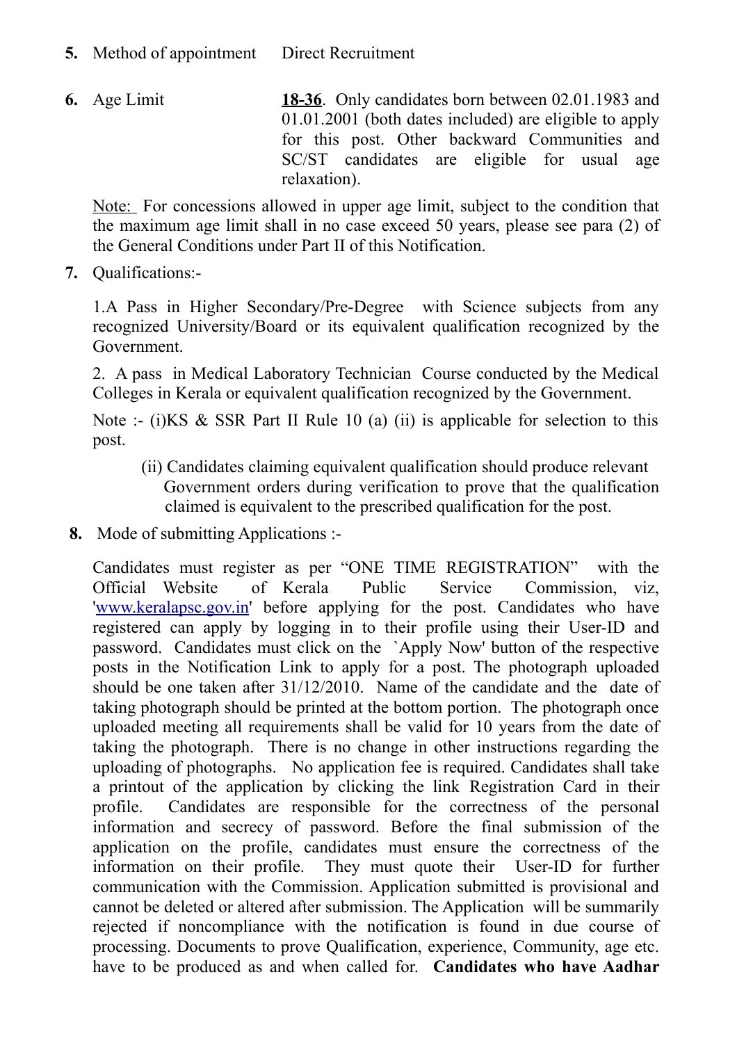**5.** Method of appointment Direct Recruitment

**6.** Age Limit **18-36**. Only candidates born between 02.01.1983 and 01.01.2001 (both dates included) are eligible to apply for this post. Other backward Communities and SC/ST candidates are eligible for usual age relaxation).

Note: For concessions allowed in upper age limit, subject to the condition that the maximum age limit shall in no case exceed 50 years, please see para (2) of the General Conditions under Part II of this Notification.

**7.** Qualifications:-

1.A Pass in Higher Secondary/Pre-Degree with Science subjects from any recognized University/Board or its equivalent qualification recognized by the Government.

2. A pass in Medical Laboratory Technician Course conducted by the Medical Colleges in Kerala or equivalent qualification recognized by the Government.

Note :- (i)KS & SSR Part II Rule 10 (a) (ii) is applicable for selection to this post.

(ii) Candidates claiming equivalent qualification should produce relevant Government orders during verification to prove that the qualification claimed is equivalent to the prescribed qualification for the post.

**8.** Mode of submitting Applications :-

Candidates must register as per "ONE TIME REGISTRATION" with the Official Website of Kerala Public Service Commission, viz, 'www.keralapsc.gov.in' before applying for the post. Candidates who have registered can apply by logging in to their profile using their User-ID and password. Candidates must click on the `Apply Now' button of the respective posts in the Notification Link to apply for a post. The photograph uploaded should be one taken after 31/12/2010. Name of the candidate and the date of taking photograph should be printed at the bottom portion. The photograph once uploaded meeting all requirements shall be valid for 10 years from the date of taking the photograph. There is no change in other instructions regarding the uploading of photographs. No application fee is required. Candidates shall take a printout of the application by clicking the link Registration Card in their profile. Candidates are responsible for the correctness of the personal information and secrecy of password. Before the final submission of the application on the profile, candidates must ensure the correctness of the information on their profile. They must quote their User-ID for further communication with the Commission. Application submitted is provisional and cannot be deleted or altered after submission. The Application will be summarily rejected if noncompliance with the notification is found in due course of processing. Documents to prove Qualification, experience, Community, age etc. have to be produced as and when called for. **Candidates who have Aadhar**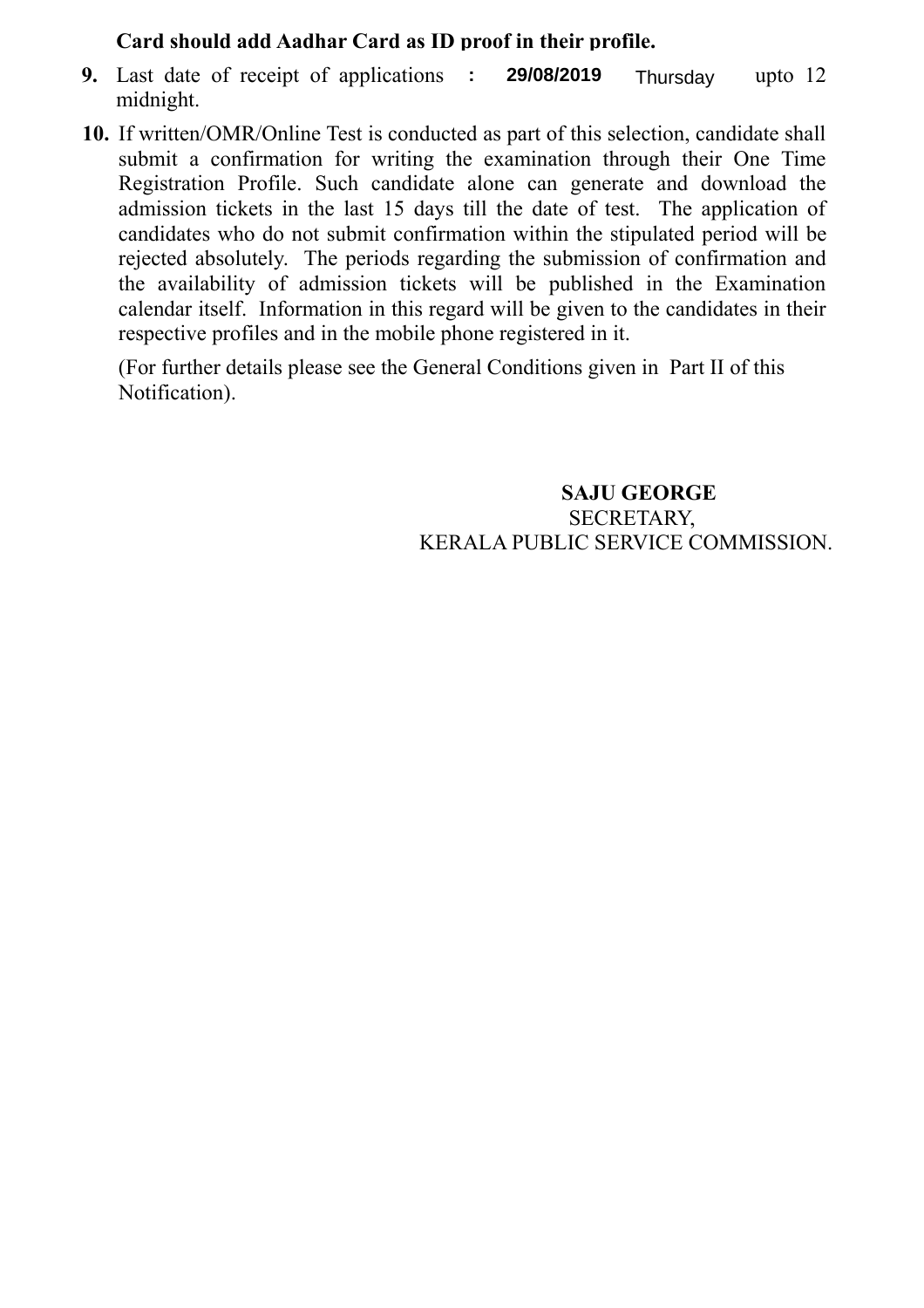**Card should add Aadhar Card as ID proof in their profile.**

**9.** Last date of receipt of applications : **29/08/2019** Thursday upto 12 midnight.

**10.** If written/OMR/Online Test is conducted as part of this selection, candidate shall submit a confirmation for writing the examination through their One Time Registration Profile. Such candidate alone can generate and download the admission tickets in the last 15 days till the date of test. The application of candidates who do not submit confirmation within the stipulated period will be rejected absolutely. The periods regarding the submission of confirmation and the availability of admission tickets will be published in the Examination calendar itself. Information in this regard will be given to the candidates in their respective profiles and in the mobile phone registered in it.

(For further details please see the General Conditions given in Part II of this Notification).

**SAJU GEORGE**
SECRETARY,
KERALA PUBLIC SERVICE COMMISSION.